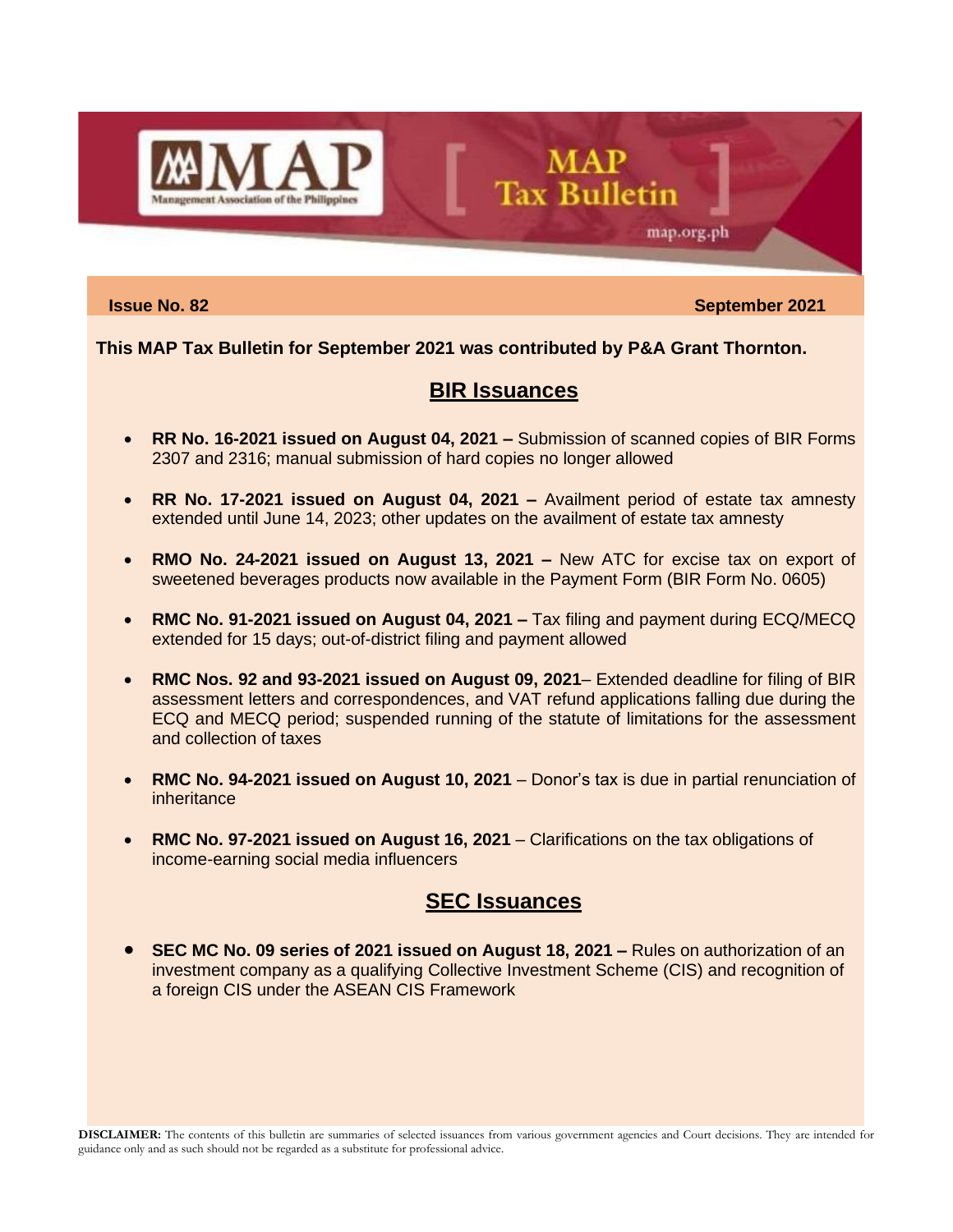# MAP Tax Bulletin

Management Association of the Philippines

map.org.ph

**Issue No. 82** **September 2021**

**This MAP Tax Bulletin for September 2021 was contributed by P&A Grant Thornton.**

## BIR Issuances

- **RR No. 16-2021 issued on August 04, 2021 –** Submission of scanned copies of BIR Forms 2307 and 2316; manual submission of hard copies no longer allowed
- **RR No. 17-2021 issued on August 04, 2021 –** Availment period of estate tax amnesty extended until June 14, 2023; other updates on the availment of estate tax amnesty
- **RMO No. 24-2021 issued on August 13, 2021 –** New ATC for excise tax on export of sweetened beverages products now available in the Payment Form (BIR Form No. 0605)
- **RMC No. 91-2021 issued on August 04, 2021 –** Tax filing and payment during ECQ/MECQ extended for 15 days; out-of-district filing and payment allowed
- **RMC Nos. 92 and 93-2021 issued on August 09, 2021**– Extended deadline for filing of BIR assessment letters and correspondences, and VAT refund applications falling due during the ECQ and MECQ period; suspended running of the statute of limitations for the assessment and collection of taxes
- **RMC No. 94-2021 issued on August 10, 2021** – Donor's tax is due in partial renunciation of inheritance
- **RMC No. 97-2021 issued on August 16, 2021** – Clarifications on the tax obligations of income-earning social media influencers

## SEC Issuances

- **SEC MC No. 09 series of 2021 issued on August 18, 2021 –** Rules on authorization of an investment company as a qualifying Collective Investment Scheme (CIS) and recognition of a foreign CIS under the ASEAN CIS Framework

**DISCLAIMER:** The contents of this bulletin are summaries of selected issuances from various government agencies and Court decisions. They are intended for guidance only and as such should not be regarded as a substitute for professional advice.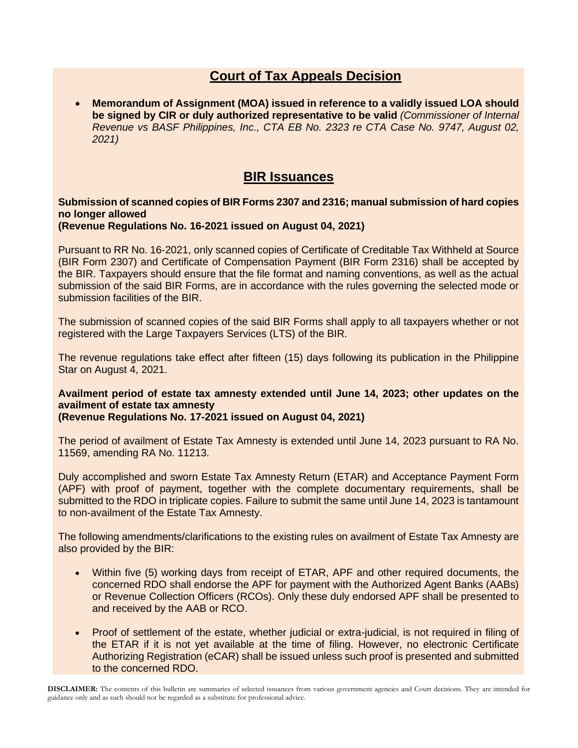## Court of Tax Appeals Decision

- **Memorandum of Assignment (MOA) issued in reference to a validly issued LOA should be signed by CIR or duly authorized representative to be valid** *(Commissioner of Internal Revenue vs BASF Philippines, Inc., CTA EB No. 2323 re CTA Case No. 9747, August 02, 2021)*

## BIR Issuances

**Submission of scanned copies of BIR Forms 2307 and 2316; manual submission of hard copies no longer allowed**
**(Revenue Regulations No. 16-2021 issued on August 04, 2021)**

Pursuant to RR No. 16-2021, only scanned copies of Certificate of Creditable Tax Withheld at Source (BIR Form 2307) and Certificate of Compensation Payment (BIR Form 2316) shall be accepted by the BIR. Taxpayers should ensure that the file format and naming conventions, as well as the actual submission of the said BIR Forms, are in accordance with the rules governing the selected mode or submission facilities of the BIR.

The submission of scanned copies of the said BIR Forms shall apply to all taxpayers whether or not registered with the Large Taxpayers Services (LTS) of the BIR.

The revenue regulations take effect after fifteen (15) days following its publication in the Philippine Star on August 4, 2021.

**Availment period of estate tax amnesty extended until June 14, 2023; other updates on the availment of estate tax amnesty**
**(Revenue Regulations No. 17-2021 issued on August 04, 2021)**

The period of availment of Estate Tax Amnesty is extended until June 14, 2023 pursuant to RA No. 11569, amending RA No. 11213.

Duly accomplished and sworn Estate Tax Amnesty Return (ETAR) and Acceptance Payment Form (APF) with proof of payment, together with the complete documentary requirements, shall be submitted to the RDO in triplicate copies. Failure to submit the same until June 14, 2023 is tantamount to non-availment of the Estate Tax Amnesty.

The following amendments/clarifications to the existing rules on availment of Estate Tax Amnesty are also provided by the BIR:

- Within five (5) working days from receipt of ETAR, APF and other required documents, the concerned RDO shall endorse the APF for payment with the Authorized Agent Banks (AABs) or Revenue Collection Officers (RCOs). Only these duly endorsed APF shall be presented to and received by the AAB or RCO.

- Proof of settlement of the estate, whether judicial or extra-judicial, is not required in filing of the ETAR if it is not yet available at the time of filing. However, no electronic Certificate Authorizing Registration (eCAR) shall be issued unless such proof is presented and submitted to the concerned RDO.

**DISCLAIMER:** The contents of this bulletin are summaries of selected issuances from various government agencies and Court decisions. They are intended for guidance only and as such should not be regarded as a substitute for professional advice.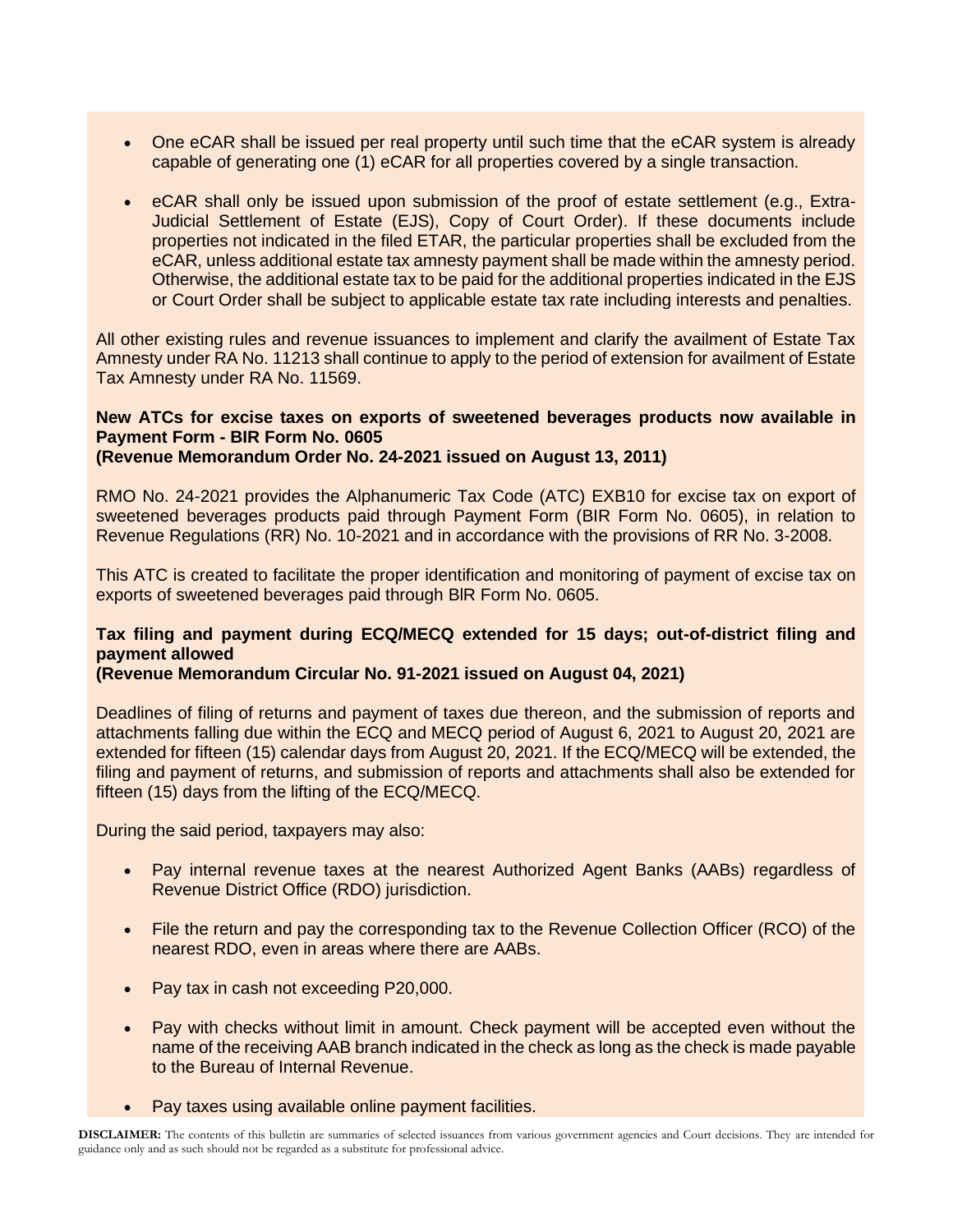- One eCAR shall be issued per real property until such time that the eCAR system is already capable of generating one (1) eCAR for all properties covered by a single transaction.

- eCAR shall only be issued upon submission of the proof of estate settlement (e.g., Extra-Judicial Settlement of Estate (EJS), Copy of Court Order). If these documents include properties not indicated in the filed ETAR, the particular properties shall be excluded from the eCAR, unless additional estate tax amnesty payment shall be made within the amnesty period. Otherwise, the additional estate tax to be paid for the additional properties indicated in the EJS or Court Order shall be subject to applicable estate tax rate including interests and penalties.

All other existing rules and revenue issuances to implement and clarify the availment of Estate Tax Amnesty under RA No. 11213 shall continue to apply to the period of extension for availment of Estate Tax Amnesty under RA No. 11569.

**New ATCs for excise taxes on exports of sweetened beverages products now available in Payment Form - BIR Form No. 0605**
**(Revenue Memorandum Order No. 24-2021 issued on August 13, 2011)**

RMO No. 24-2021 provides the Alphanumeric Tax Code (ATC) EXB10 for excise tax on export of sweetened beverages products paid through Payment Form (BIR Form No. 0605), in relation to Revenue Regulations (RR) No. 10-2021 and in accordance with the provisions of RR No. 3-2008.

This ATC is created to facilitate the proper identification and monitoring of payment of excise tax on exports of sweetened beverages paid through BlR Form No. 0605.

**Tax filing and payment during ECQ/MECQ extended for 15 days; out-of-district filing and payment allowed**
**(Revenue Memorandum Circular No. 91-2021 issued on August 04, 2021)**

Deadlines of filing of returns and payment of taxes due thereon, and the submission of reports and attachments falling due within the ECQ and MECQ period of August 6, 2021 to August 20, 2021 are extended for fifteen (15) calendar days from August 20, 2021. If the ECQ/MECQ will be extended, the filing and payment of returns, and submission of reports and attachments shall also be extended for fifteen (15) days from the lifting of the ECQ/MECQ.

During the said period, taxpayers may also:

- Pay internal revenue taxes at the nearest Authorized Agent Banks (AABs) regardless of Revenue District Office (RDO) jurisdiction.

- File the return and pay the corresponding tax to the Revenue Collection Officer (RCO) of the nearest RDO, even in areas where there are AABs.

- Pay tax in cash not exceeding P20,000.

- Pay with checks without limit in amount. Check payment will be accepted even without the name of the receiving AAB branch indicated in the check as long as the check is made payable to the Bureau of Internal Revenue.

- Pay taxes using available online payment facilities.

**DISCLAIMER:** The contents of this bulletin are summaries of selected issuances from various government agencies and Court decisions. They are intended for guidance only and as such should not be regarded as a substitute for professional advice.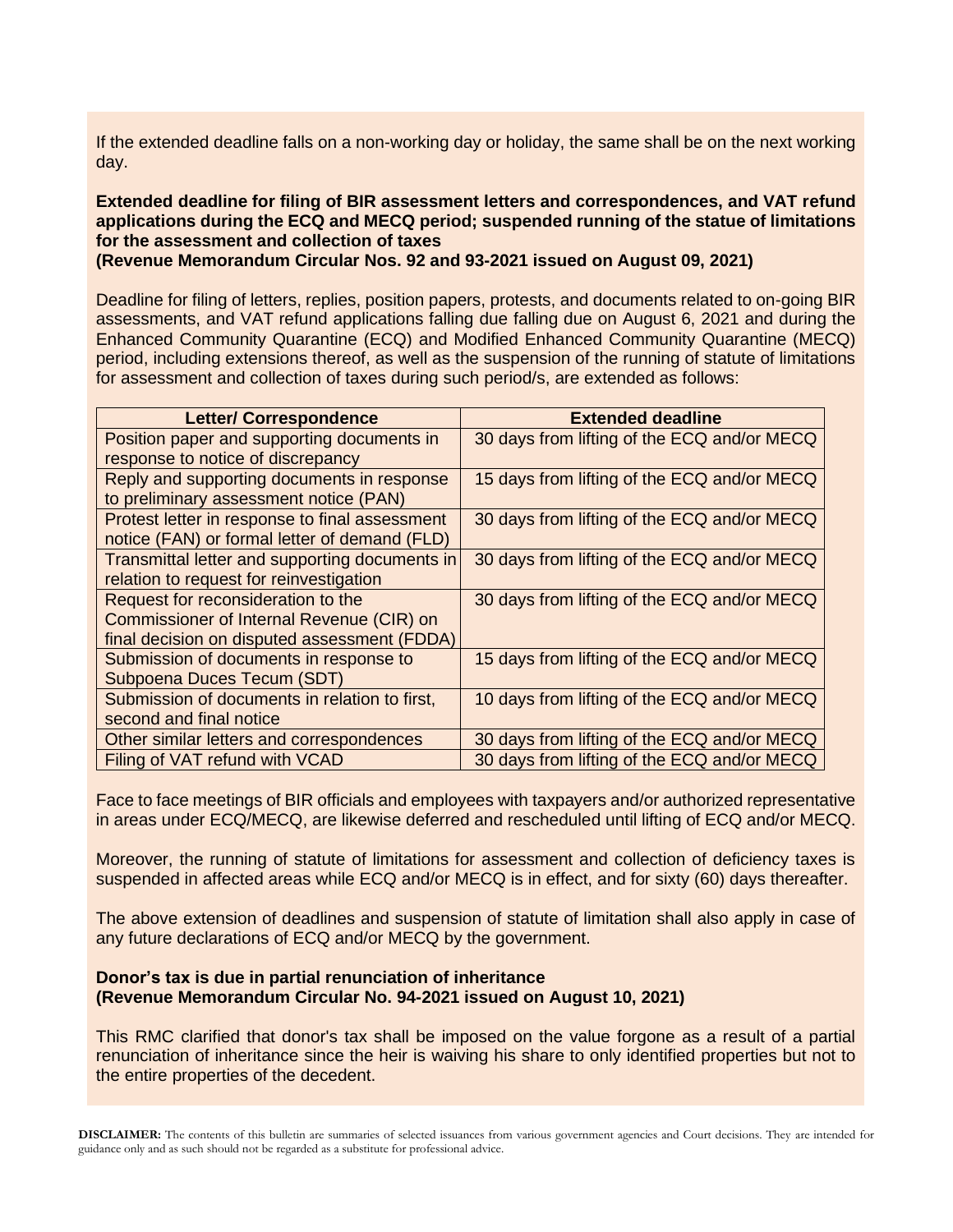If the extended deadline falls on a non-working day or holiday, the same shall be on the next working day.

**Extended deadline for filing of BIR assessment letters and correspondences, and VAT refund applications during the ECQ and MECQ period; suspended running of the statue of limitations for the assessment and collection of taxes**
**(Revenue Memorandum Circular Nos. 92 and 93-2021 issued on August 09, 2021)**

Deadline for filing of letters, replies, position papers, protests, and documents related to on-going BIR assessments, and VAT refund applications falling due falling due on August 6, 2021 and during the Enhanced Community Quarantine (ECQ) and Modified Enhanced Community Quarantine (MECQ) period, including extensions thereof, as well as the suspension of the running of statute of limitations for assessment and collection of taxes during such period/s, are extended as follows:

| Letter/ Correspondence | Extended deadline |
| --- | --- |
| Position paper and supporting documents in response to notice of discrepancy | 30 days from lifting of the ECQ and/or MECQ |
| Reply and supporting documents in response to preliminary assessment notice (PAN) | 15 days from lifting of the ECQ and/or MECQ |
| Protest letter in response to final assessment notice (FAN) or formal letter of demand (FLD) | 30 days from lifting of the ECQ and/or MECQ |
| Transmittal letter and supporting documents in relation to request for reinvestigation | 30 days from lifting of the ECQ and/or MECQ |
| Request for reconsideration to the Commissioner of Internal Revenue (CIR) on final decision on disputed assessment (FDDA) | 30 days from lifting of the ECQ and/or MECQ |
| Submission of documents in response to Subpoena Duces Tecum (SDT) | 15 days from lifting of the ECQ and/or MECQ |
| Submission of documents in relation to first, second and final notice | 10 days from lifting of the ECQ and/or MECQ |
| Other similar letters and correspondences | 30 days from lifting of the ECQ and/or MECQ |
| Filing of VAT refund with VCAD | 30 days from lifting of the ECQ and/or MECQ |

Face to face meetings of BIR officials and employees with taxpayers and/or authorized representative in areas under ECQ/MECQ, are likewise deferred and rescheduled until lifting of ECQ and/or MECQ.

Moreover, the running of statute of limitations for assessment and collection of deficiency taxes is suspended in affected areas while ECQ and/or MECQ is in effect, and for sixty (60) days thereafter.

The above extension of deadlines and suspension of statute of limitation shall also apply in case of any future declarations of ECQ and/or MECQ by the government.

**Donor's tax is due in partial renunciation of inheritance**
**(Revenue Memorandum Circular No. 94-2021 issued on August 10, 2021)**

This RMC clarified that donor's tax shall be imposed on the value forgone as a result of a partial renunciation of inheritance since the heir is waiving his share to only identified properties but not to the entire properties of the decedent.

**DISCLAIMER:** The contents of this bulletin are summaries of selected issuances from various government agencies and Court decisions. They are intended for guidance only and as such should not be regarded as a substitute for professional advice.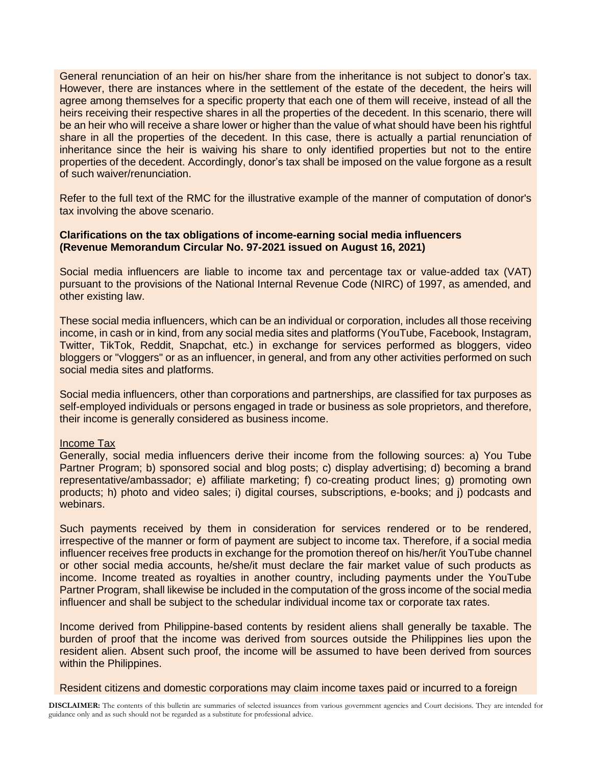General renunciation of an heir on his/her share from the inheritance is not subject to donor's tax. However, there are instances where in the settlement of the estate of the decedent, the heirs will agree among themselves for a specific property that each one of them will receive, instead of all the heirs receiving their respective shares in all the properties of the decedent. In this scenario, there will be an heir who will receive a share lower or higher than the value of what should have been his rightful share in all the properties of the decedent. In this case, there is actually a partial renunciation of inheritance since the heir is waiving his share to only identified properties but not to the entire properties of the decedent. Accordingly, donor's tax shall be imposed on the value forgone as a result of such waiver/renunciation.

Refer to the full text of the RMC for the illustrative example of the manner of computation of donor's tax involving the above scenario.

**Clarifications on the tax obligations of income-earning social media influencers (Revenue Memorandum Circular No. 97-2021 issued on August 16, 2021)**

Social media influencers are liable to income tax and percentage tax or value-added tax (VAT) pursuant to the provisions of the National Internal Revenue Code (NIRC) of 1997, as amended, and other existing law.

These social media influencers, which can be an individual or corporation, includes all those receiving income, in cash or in kind, from any social media sites and platforms (YouTube, Facebook, Instagram, Twitter, TikTok, Reddit, Snapchat, etc.) in exchange for services performed as bloggers, video bloggers or "vloggers" or as an influencer, in general, and from any other activities performed on such social media sites and platforms.

Social media influencers, other than corporations and partnerships, are classified for tax purposes as self-employed individuals or persons engaged in trade or business as sole proprietors, and therefore, their income is generally considered as business income.

<u>Income Tax</u>

Generally, social media influencers derive their income from the following sources: a) You Tube Partner Program; b) sponsored social and blog posts; c) display advertising; d) becoming a brand representative/ambassador; e) affiliate marketing; f) co-creating product lines; g) promoting own products; h) photo and video sales; i) digital courses, subscriptions, e-books; and j) podcasts and webinars.

Such payments received by them in consideration for services rendered or to be rendered, irrespective of the manner or form of payment are subject to income tax. Therefore, if a social media influencer receives free products in exchange for the promotion thereof on his/her/it YouTube channel or other social media accounts, he/she/it must declare the fair market value of such products as income. Income treated as royalties in another country, including payments under the YouTube Partner Program, shall likewise be included in the computation of the gross income of the social media influencer and shall be subject to the schedular individual income tax or corporate tax rates.

Income derived from Philippine-based contents by resident aliens shall generally be taxable. The burden of proof that the income was derived from sources outside the Philippines lies upon the resident alien. Absent such proof, the income will be assumed to have been derived from sources within the Philippines.

Resident citizens and domestic corporations may claim income taxes paid or incurred to a foreign

**DISCLAIMER:** The contents of this bulletin are summaries of selected issuances from various government agencies and Court decisions. They are intended for guidance only and as such should not be regarded as a substitute for professional advice.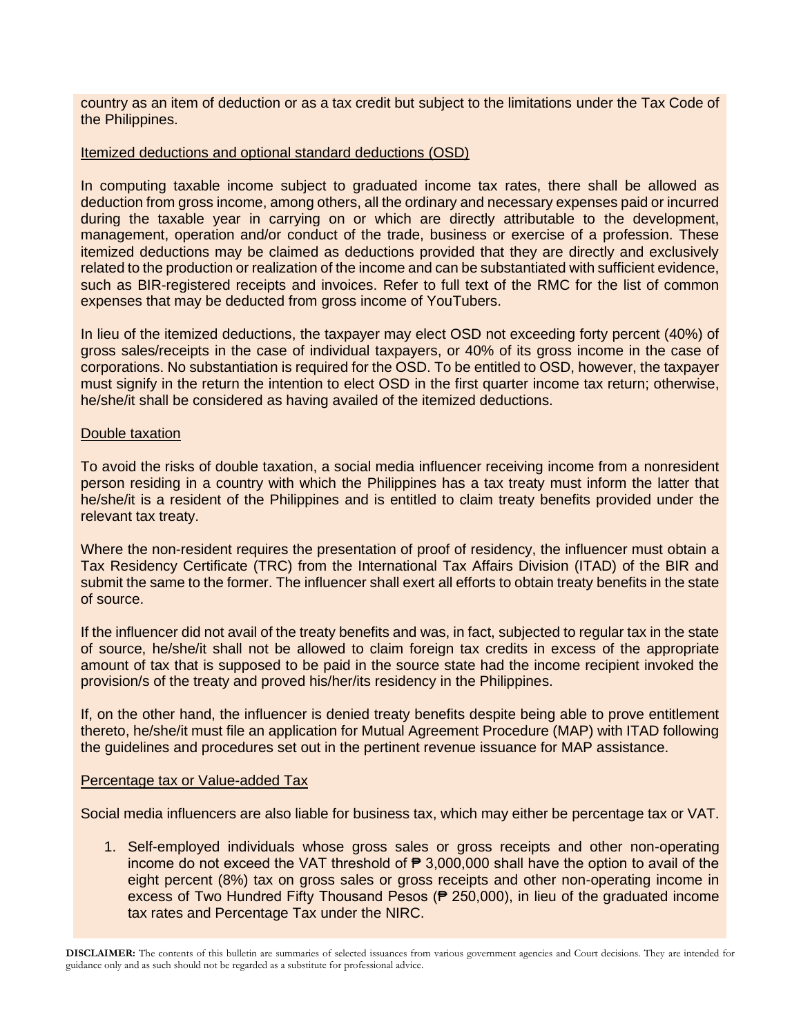country as an item of deduction or as a tax credit but subject to the limitations under the Tax Code of the Philippines.

<u>Itemized deductions and optional standard deductions (OSD)</u>

In computing taxable income subject to graduated income tax rates, there shall be allowed as deduction from gross income, among others, all the ordinary and necessary expenses paid or incurred during the taxable year in carrying on or which are directly attributable to the development, management, operation and/or conduct of the trade, business or exercise of a profession. These itemized deductions may be claimed as deductions provided that they are directly and exclusively related to the production or realization of the income and can be substantiated with sufficient evidence, such as BIR-registered receipts and invoices. Refer to full text of the RMC for the list of common expenses that may be deducted from gross income of YouTubers.

In lieu of the itemized deductions, the taxpayer may elect OSD not exceeding forty percent (40%) of gross sales/receipts in the case of individual taxpayers, or 40% of its gross income in the case of corporations. No substantiation is required for the OSD. To be entitled to OSD, however, the taxpayer must signify in the return the intention to elect OSD in the first quarter income tax return; otherwise, he/she/it shall be considered as having availed of the itemized deductions.

<u>Double taxation</u>

To avoid the risks of double taxation, a social media influencer receiving income from a nonresident person residing in a country with which the Philippines has a tax treaty must inform the latter that he/she/it is a resident of the Philippines and is entitled to claim treaty benefits provided under the relevant tax treaty.

Where the non-resident requires the presentation of proof of residency, the influencer must obtain a Tax Residency Certificate (TRC) from the International Tax Affairs Division (ITAD) of the BIR and submit the same to the former. The influencer shall exert all efforts to obtain treaty benefits in the state of source.

If the influencer did not avail of the treaty benefits and was, in fact, subjected to regular tax in the state of source, he/she/it shall not be allowed to claim foreign tax credits in excess of the appropriate amount of tax that is supposed to be paid in the source state had the income recipient invoked the provision/s of the treaty and proved his/her/its residency in the Philippines.

If, on the other hand, the influencer is denied treaty benefits despite being able to prove entitlement thereto, he/she/it must file an application for Mutual Agreement Procedure (MAP) with ITAD following the guidelines and procedures set out in the pertinent revenue issuance for MAP assistance.

<u>Percentage tax or Value-added Tax</u>

Social media influencers are also liable for business tax, which may either be percentage tax or VAT.

1. Self-employed individuals whose gross sales or gross receipts and other non-operating income do not exceed the VAT threshold of ₱ 3,000,000 shall have the option to avail of the eight percent (8%) tax on gross sales or gross receipts and other non-operating income in excess of Two Hundred Fifty Thousand Pesos (₱ 250,000), in lieu of the graduated income tax rates and Percentage Tax under the NIRC.

**DISCLAIMER:** The contents of this bulletin are summaries of selected issuances from various government agencies and Court decisions. They are intended for guidance only and as such should not be regarded as a substitute for professional advice.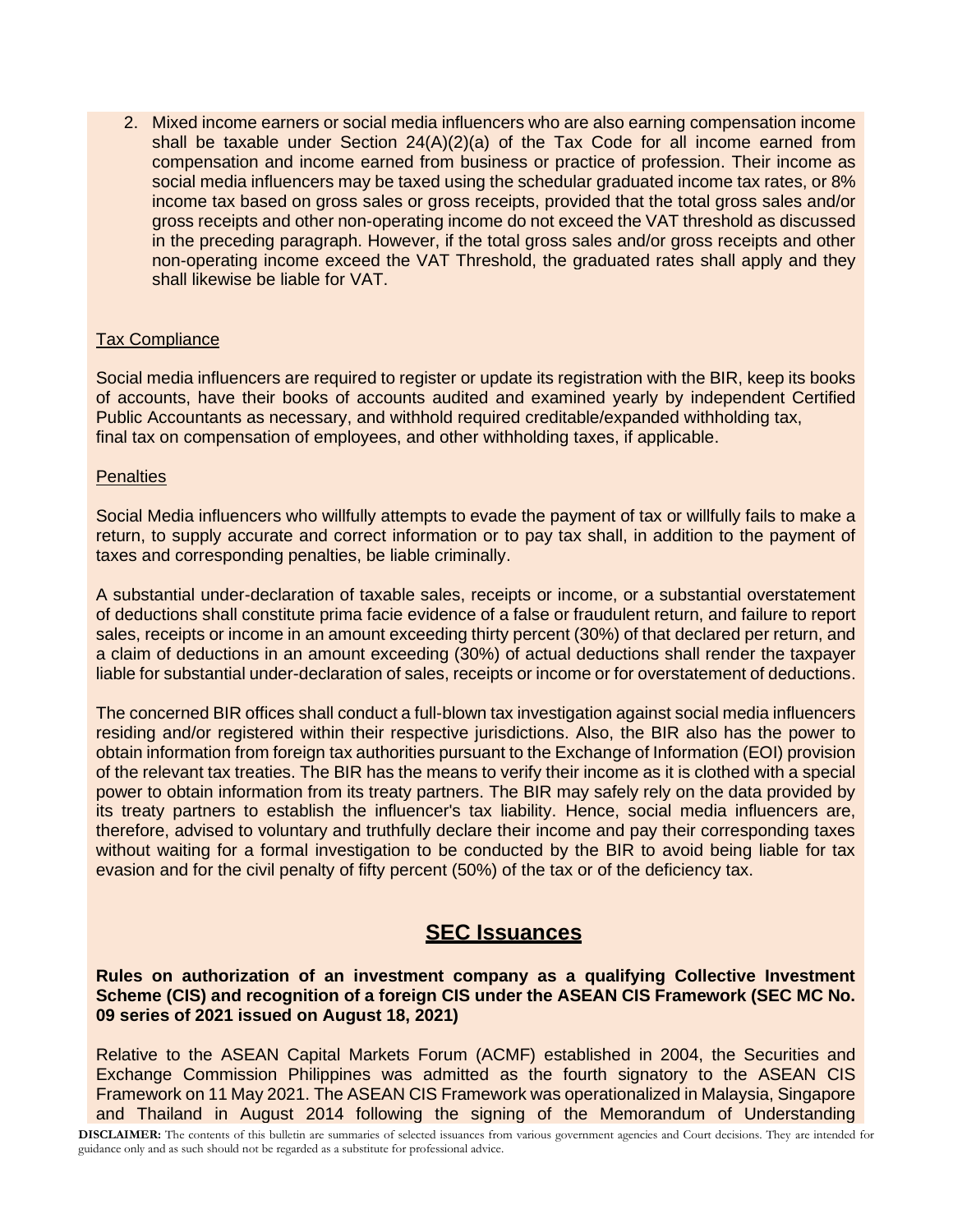2. Mixed income earners or social media influencers who are also earning compensation income shall be taxable under Section 24(A)(2)(a) of the Tax Code for all income earned from compensation and income earned from business or practice of profession. Their income as social media influencers may be taxed using the schedular graduated income tax rates, or 8% income tax based on gross sales or gross receipts, provided that the total gross sales and/or gross receipts and other non-operating income do not exceed the VAT threshold as discussed in the preceding paragraph. However, if the total gross sales and/or gross receipts and other non-operating income exceed the VAT Threshold, the graduated rates shall apply and they shall likewise be liable for VAT.

Tax Compliance

Social media influencers are required to register or update its registration with the BIR, keep its books of accounts, have their books of accounts audited and examined yearly by independent Certified Public Accountants as necessary, and withhold required creditable/expanded withholding tax, final tax on compensation of employees, and other withholding taxes, if applicable.

Penalties

Social Media influencers who willfully attempts to evade the payment of tax or willfully fails to make a return, to supply accurate and correct information or to pay tax shall, in addition to the payment of taxes and corresponding penalties, be liable criminally.

A substantial under-declaration of taxable sales, receipts or income, or a substantial overstatement of deductions shall constitute prima facie evidence of a false or fraudulent return, and failure to report sales, receipts or income in an amount exceeding thirty percent (30%) of that declared per return, and a claim of deductions in an amount exceeding (30%) of actual deductions shall render the taxpayer liable for substantial under-declaration of sales, receipts or income or for overstatement of deductions.

The concerned BIR offices shall conduct a full-blown tax investigation against social media influencers residing and/or registered within their respective jurisdictions. Also, the BIR also has the power to obtain information from foreign tax authorities pursuant to the Exchange of Information (EOI) provision of the relevant tax treaties. The BIR has the means to verify their income as it is clothed with a special power to obtain information from its treaty partners. The BIR may safely rely on the data provided by its treaty partners to establish the influencer's tax liability. Hence, social media influencers are, therefore, advised to voluntary and truthfully declare their income and pay their corresponding taxes without waiting for a formal investigation to be conducted by the BIR to avoid being liable for tax evasion and for the civil penalty of fifty percent (50%) of the tax or of the deficiency tax.

## SEC Issuances

**Rules on authorization of an investment company as a qualifying Collective Investment Scheme (CIS) and recognition of a foreign CIS under the ASEAN CIS Framework (SEC MC No. 09 series of 2021 issued on August 18, 2021)**

Relative to the ASEAN Capital Markets Forum (ACMF) established in 2004, the Securities and Exchange Commission Philippines was admitted as the fourth signatory to the ASEAN CIS Framework on 11 May 2021. The ASEAN CIS Framework was operationalized in Malaysia, Singapore and Thailand in August 2014 following the signing of the Memorandum of Understanding

**DISCLAIMER:** The contents of this bulletin are summaries of selected issuances from various government agencies and Court decisions. They are intended for guidance only and as such should not be regarded as a substitute for professional advice.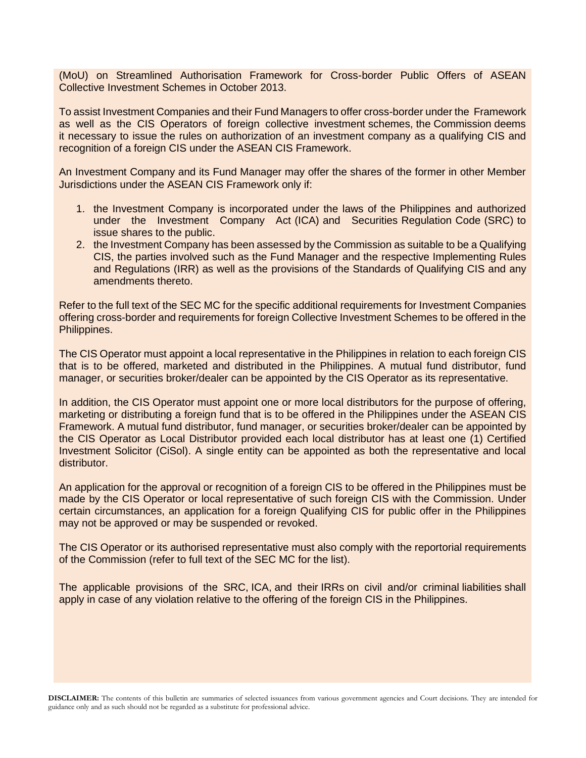(MoU) on Streamlined Authorisation Framework for Cross-border Public Offers of ASEAN Collective Investment Schemes in October 2013.

To assist Investment Companies and their Fund Managers to offer cross-border under the Framework as well as the CIS Operators of foreign collective investment schemes, the Commission deems it necessary to issue the rules on authorization of an investment company as a qualifying CIS and recognition of a foreign CIS under the ASEAN CIS Framework.

An Investment Company and its Fund Manager may offer the shares of the former in other Member Jurisdictions under the ASEAN CIS Framework only if:

1. the Investment Company is incorporated under the laws of the Philippines and authorized under the Investment Company Act (ICA) and Securities Regulation Code (SRC) to issue shares to the public.
2. the Investment Company has been assessed by the Commission as suitable to be a Qualifying CIS, the parties involved such as the Fund Manager and the respective Implementing Rules and Regulations (IRR) as well as the provisions of the Standards of Qualifying CIS and any amendments thereto.

Refer to the full text of the SEC MC for the specific additional requirements for Investment Companies offering cross-border and requirements for foreign Collective Investment Schemes to be offered in the Philippines.

The CIS Operator must appoint a local representative in the Philippines in relation to each foreign CIS that is to be offered, marketed and distributed in the Philippines. A mutual fund distributor, fund manager, or securities broker/dealer can be appointed by the CIS Operator as its representative.

In addition, the CIS Operator must appoint one or more local distributors for the purpose of offering, marketing or distributing a foreign fund that is to be offered in the Philippines under the ASEAN CIS Framework. A mutual fund distributor, fund manager, or securities broker/dealer can be appointed by the CIS Operator as Local Distributor provided each local distributor has at least one (1) Certified Investment Solicitor (CiSol). A single entity can be appointed as both the representative and local distributor.

An application for the approval or recognition of a foreign CIS to be offered in the Philippines must be made by the CIS Operator or local representative of such foreign CIS with the Commission. Under certain circumstances, an application for a foreign Qualifying CIS for public offer in the Philippines may not be approved or may be suspended or revoked.

The CIS Operator or its authorised representative must also comply with the reportorial requirements of the Commission (refer to full text of the SEC MC for the list).

The applicable provisions of the SRC, ICA, and their IRRs on civil and/or criminal liabilities shall apply in case of any violation relative to the offering of the foreign CIS in the Philippines.

**DISCLAIMER:** The contents of this bulletin are summaries of selected issuances from various government agencies and Court decisions. They are intended for guidance only and as such should not be regarded as a substitute for professional advice.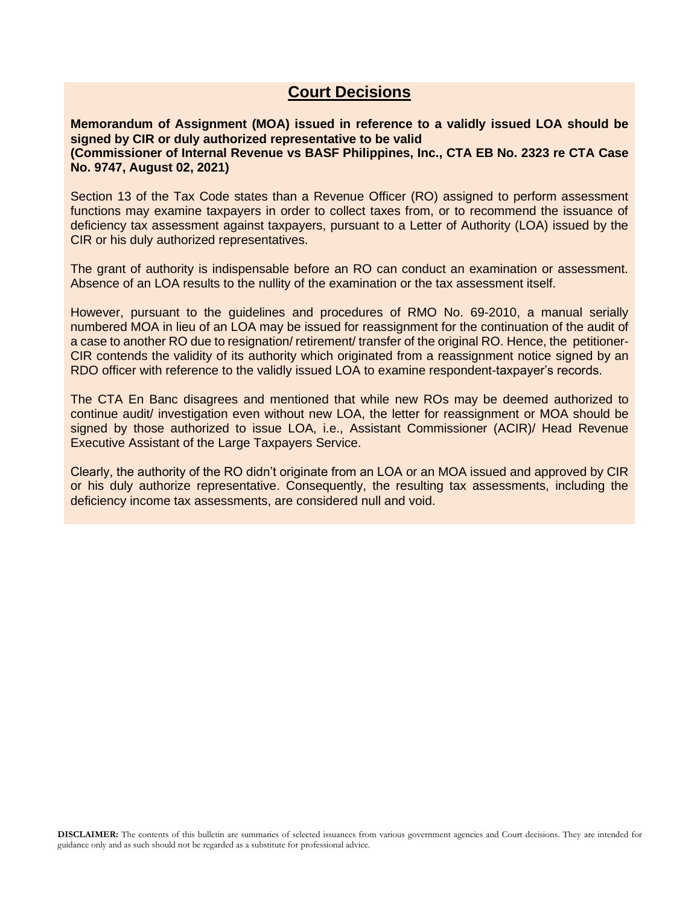## Court Decisions

**Memorandum of Assignment (MOA) issued in reference to a validly issued LOA should be signed by CIR or duly authorized representative to be valid**
**(Commissioner of Internal Revenue vs BASF Philippines, Inc., CTA EB No. 2323 re CTA Case No. 9747, August 02, 2021)**

Section 13 of the Tax Code states than a Revenue Officer (RO) assigned to perform assessment functions may examine taxpayers in order to collect taxes from, or to recommend the issuance of deficiency tax assessment against taxpayers, pursuant to a Letter of Authority (LOA) issued by the CIR or his duly authorized representatives.

The grant of authority is indispensable before an RO can conduct an examination or assessment. Absence of an LOA results to the nullity of the examination or the tax assessment itself.

However, pursuant to the guidelines and procedures of RMO No. 69-2010, a manual serially numbered MOA in lieu of an LOA may be issued for reassignment for the continuation of the audit of a case to another RO due to resignation/ retirement/ transfer of the original RO. Hence, the petitioner-CIR contends the validity of its authority which originated from a reassignment notice signed by an RDO officer with reference to the validly issued LOA to examine respondent-taxpayer's records.

The CTA En Banc disagrees and mentioned that while new ROs may be deemed authorized to continue audit/ investigation even without new LOA, the letter for reassignment or MOA should be signed by those authorized to issue LOA, i.e., Assistant Commissioner (ACIR)/ Head Revenue Executive Assistant of the Large Taxpayers Service.

Clearly, the authority of the RO didn't originate from an LOA or an MOA issued and approved by CIR or his duly authorize representative. Consequently, the resulting tax assessments, including the deficiency income tax assessments, are considered null and void.

**DISCLAIMER:** The contents of this bulletin are summaries of selected issuances from various government agencies and Court decisions. They are intended for guidance only and as such should not be regarded as a substitute for professional advice.